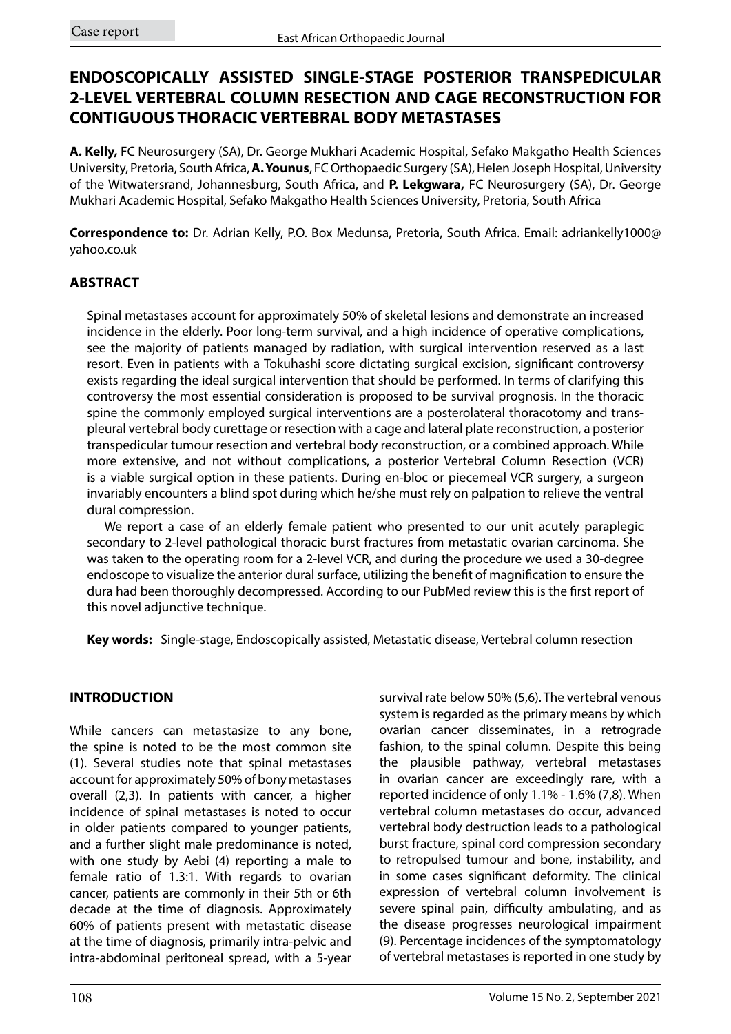Case report

# ENDOSCOPICALLY ASSISTED SINGLE-STAGE POSTERIOR TRANSPEDICULAR 2-LEVEL VERTEBRAL COLUMN RESECTION AND CAGE RECONSTRUCTION FOR CONTIGUOUS THORACIC VERTEBRAL BODY METASTASES

**A. Kelly,** FC Neurosurgery (SA), Dr. George Mukhari Academic Hospital, Sefako Makgatho Health Sciences University, Pretoria, South Africa, **A. Younus**, FC Orthopaedic Surgery (SA), Helen Joseph Hospital, University of the Witwatersrand, Johannesburg, South Africa, and **P. Lekgwara,** FC Neurosurgery (SA), Dr. George Mukhari Academic Hospital, Sefako Makgatho Health Sciences University, Pretoria, South Africa

**Correspondence to:** Dr. Adrian Kelly, P.O. Box Medunsa, Pretoria, South Africa. Email: adriankelly1000@yahoo.co.uk

## ABSTRACT

Spinal metastases account for approximately 50% of skeletal lesions and demonstrate an increased incidence in the elderly. Poor long-term survival, and a high incidence of operative complications, see the majority of patients managed by radiation, with surgical intervention reserved as a last resort. Even in patients with a Tokuhashi score dictating surgical excision, significant controversy exists regarding the ideal surgical intervention that should be performed. In terms of clarifying this controversy the most essential consideration is proposed to be survival prognosis. In the thoracic spine the commonly employed surgical interventions are a posterolateral thoracotomy and trans-pleural vertebral body curettage or resection with a cage and lateral plate reconstruction, a posterior transpedicular tumour resection and vertebral body reconstruction, or a combined approach. While more extensive, and not without complications, a posterior Vertebral Column Resection (VCR) is a viable surgical option in these patients. During en-bloc or piecemeal VCR surgery, a surgeon invariably encounters a blind spot during which he/she must rely on palpation to relieve the ventral dural compression.

We report a case of an elderly female patient who presented to our unit acutely paraplegic secondary to 2-level pathological thoracic burst fractures from metastatic ovarian carcinoma. She was taken to the operating room for a 2-level VCR, and during the procedure we used a 30-degree endoscope to visualize the anterior dural surface, utilizing the benefit of magnification to ensure the dura had been thoroughly decompressed. According to our PubMed review this is the first report of this novel adjunctive technique.

**Key words:** Single-stage, Endoscopically assisted, Metastatic disease, Vertebral column resection

## INTRODUCTION

While cancers can metastasize to any bone, the spine is noted to be the most common site (1). Several studies note that spinal metastases account for approximately 50% of bony metastases overall (2,3). In patients with cancer, a higher incidence of spinal metastases is noted to occur in older patients compared to younger patients, and a further slight male predominance is noted, with one study by Aebi (4) reporting a male to female ratio of 1.3:1. With regards to ovarian cancer, patients are commonly in their 5th or 6th decade at the time of diagnosis. Approximately 60% of patients present with metastatic disease at the time of diagnosis, primarily intra-pelvic and intra-abdominal peritoneal spread, with a 5-year survival rate below 50% (5,6). The vertebral venous system is regarded as the primary means by which ovarian cancer disseminates, in a retrograde fashion, to the spinal column. Despite this being the plausible pathway, vertebral metastases in ovarian cancer are exceedingly rare, with a reported incidence of only 1.1% - 1.6% (7,8). When vertebral column metastases do occur, advanced vertebral body destruction leads to a pathological burst fracture, spinal cord compression secondary to retropulsed tumour and bone, instability, and in some cases significant deformity. The clinical expression of vertebral column involvement is severe spinal pain, difficulty ambulating, and as the disease progresses neurological impairment (9). Percentage incidences of the symptomatology of vertebral metastases is reported in one study by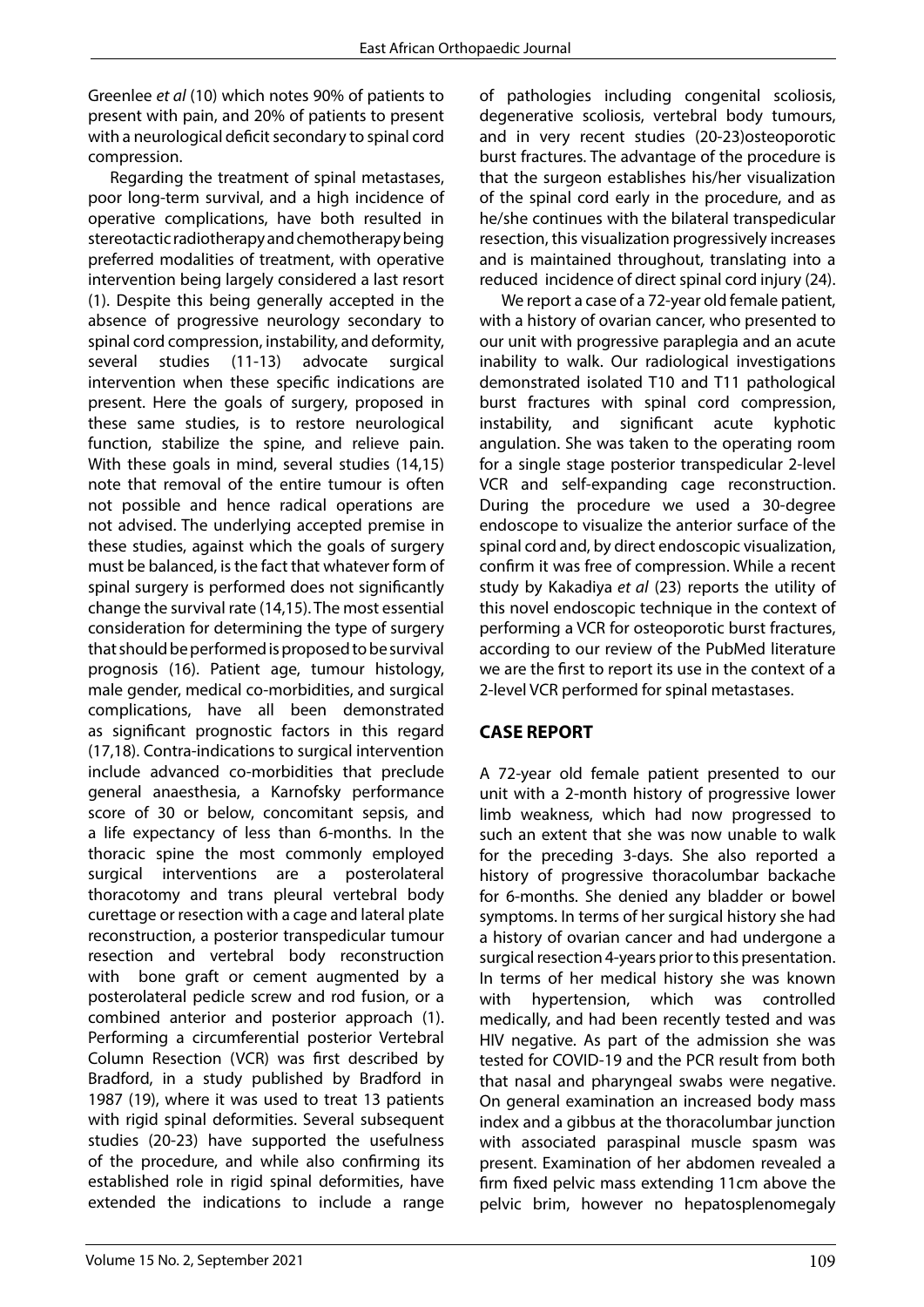Greenlee *et al* (10) which notes 90% of patients to present with pain, and 20% of patients to present with a neurological deficit secondary to spinal cord compression.

Regarding the treatment of spinal metastases, poor long-term survival, and a high incidence of operative complications, have both resulted in stereotactic radiotherapy and chemotherapy being preferred modalities of treatment, with operative intervention being largely considered a last resort (1). Despite this being generally accepted in the absence of progressive neurology secondary to spinal cord compression, instability, and deformity, several studies (11-13) advocate surgical intervention when these specific indications are present. Here the goals of surgery, proposed in these same studies, is to restore neurological function, stabilize the spine, and relieve pain. With these goals in mind, several studies (14,15) note that removal of the entire tumour is often not possible and hence radical operations are not advised. The underlying accepted premise in these studies, against which the goals of surgery must be balanced, is the fact that whatever form of spinal surgery is performed does not significantly change the survival rate (14,15). The most essential consideration for determining the type of surgery that should be performed is proposed to be survival prognosis (16). Patient age, tumour histology, male gender, medical co-morbidities, and surgical complications, have all been demonstrated as significant prognostic factors in this regard (17,18). Contra-indications to surgical intervention include advanced co-morbidities that preclude general anaesthesia, a Karnofsky performance score of 30 or below, concomitant sepsis, and a life expectancy of less than 6-months. In the thoracic spine the most commonly employed surgical interventions are a posterolateral thoracotomy and trans pleural vertebral body curettage or resection with a cage and lateral plate reconstruction, a posterior transpedicular tumour resection and vertebral body reconstruction with bone graft or cement augmented by a posterolateral pedicle screw and rod fusion, or a combined anterior and posterior approach (1). Performing a circumferential posterior Vertebral Column Resection (VCR) was first described by Bradford, in a study published by Bradford in 1987 (19), where it was used to treat 13 patients with rigid spinal deformities. Several subsequent studies (20-23) have supported the usefulness of the procedure, and while also confirming its established role in rigid spinal deformities, have extended the indications to include a range of pathologies including congenital scoliosis, degenerative scoliosis, vertebral body tumours, and in very recent studies (20-23)osteoporotic burst fractures. The advantage of the procedure is that the surgeon establishes his/her visualization of the spinal cord early in the procedure, and as he/she continues with the bilateral transpedicular resection, this visualization progressively increases and is maintained throughout, translating into a reduced incidence of direct spinal cord injury (24).

We report a case of a 72-year old female patient, with a history of ovarian cancer, who presented to our unit with progressive paraplegia and an acute inability to walk. Our radiological investigations demonstrated isolated T10 and T11 pathological burst fractures with spinal cord compression, instability, and significant acute kyphotic angulation. She was taken to the operating room for a single stage posterior transpedicular 2-level VCR and self-expanding cage reconstruction. During the procedure we used a 30-degree endoscope to visualize the anterior surface of the spinal cord and, by direct endoscopic visualization, confirm it was free of compression. While a recent study by Kakadiya *et al* (23) reports the utility of this novel endoscopic technique in the context of performing a VCR for osteoporotic burst fractures, according to our review of the PubMed literature we are the first to report its use in the context of a 2-level VCR performed for spinal metastases.

## CASE REPORT

A 72-year old female patient presented to our unit with a 2-month history of progressive lower limb weakness, which had now progressed to such an extent that she was now unable to walk for the preceding 3-days. She also reported a history of progressive thoracolumbar backache for 6-months. She denied any bladder or bowel symptoms. In terms of her surgical history she had a history of ovarian cancer and had undergone a surgical resection 4-years prior to this presentation. In terms of her medical history she was known with hypertension, which was controlled medically, and had been recently tested and was HIV negative. As part of the admission she was tested for COVID-19 and the PCR result from both that nasal and pharyngeal swabs were negative. On general examination an increased body mass index and a gibbus at the thoracolumbar junction with associated paraspinal muscle spasm was present. Examination of her abdomen revealed a firm fixed pelvic mass extending 11cm above the pelvic brim, however no hepatosplenomegaly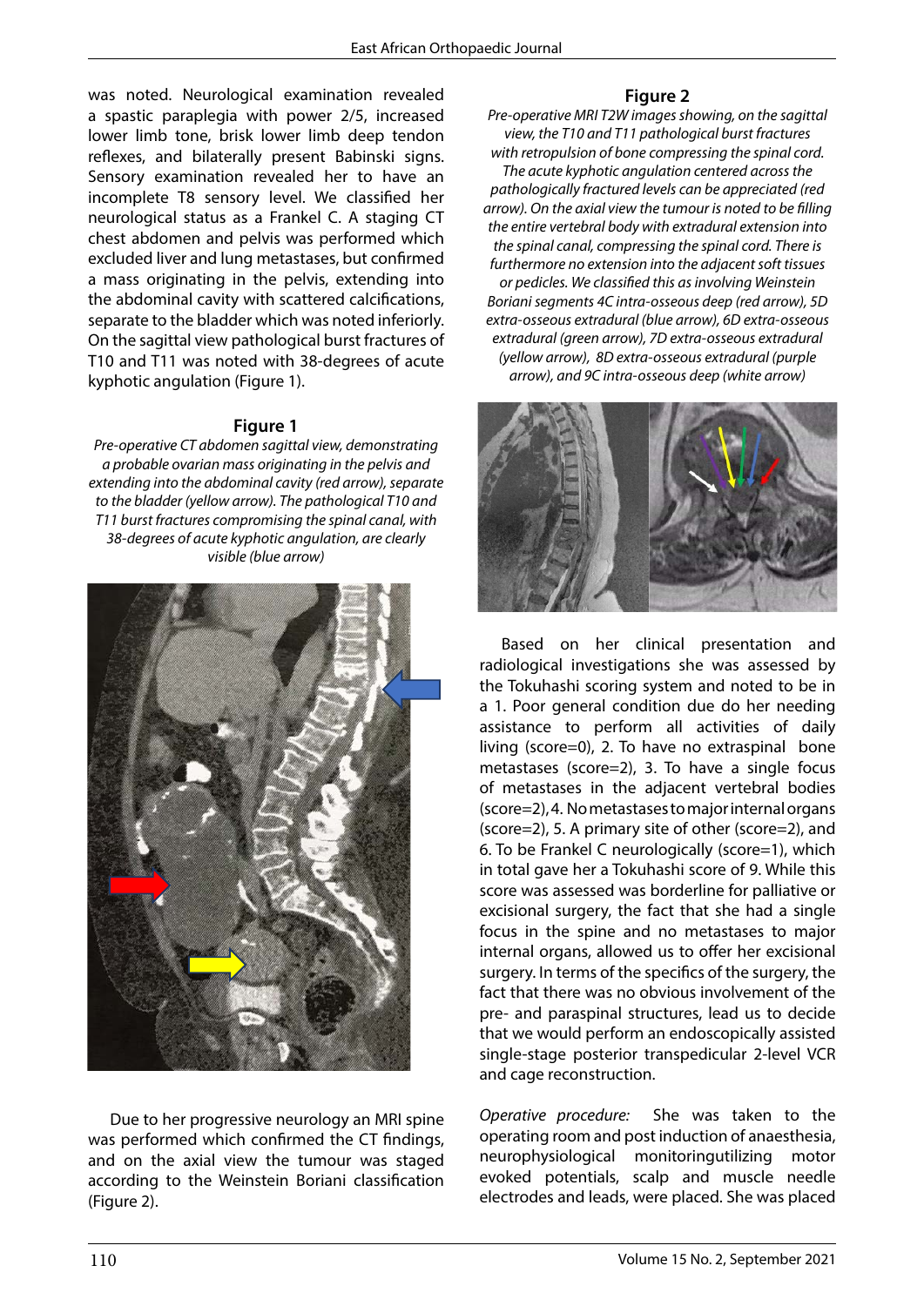was noted. Neurological examination revealed a spastic paraplegia with power 2/5, increased lower limb tone, brisk lower limb deep tendon reflexes, and bilaterally present Babinski signs. Sensory examination revealed her to have an incomplete T8 sensory level. We classified her neurological status as a Frankel C. A staging CT chest abdomen and pelvis was performed which excluded liver and lung metastases, but confirmed a mass originating in the pelvis, extending into the abdominal cavity with scattered calcifications, separate to the bladder which was noted inferiorly. On the sagittal view pathological burst fractures of T10 and T11 was noted with 38-degrees of acute kyphotic angulation (Figure 1).

**Figure 1**

*Pre-operative CT abdomen sagittal view, demonstrating a probable ovarian mass originating in the pelvis and extending into the abdominal cavity (red arrow), separate to the bladder (yellow arrow). The pathological T10 and T11 burst fractures compromising the spinal canal, with 38-degrees of acute kyphotic angulation, are clearly visible (blue arrow)*

Due to her progressive neurology an MRI spine was performed which confirmed the CT findings, and on the axial view the tumour was staged according to the Weinstein Boriani classification (Figure 2).

**Figure 2**

*Pre-operative MRI T2W images showing, on the sagittal view, the T10 and T11 pathological burst fractures with retropulsion of bone compressing the spinal cord. The acute kyphotic angulation centered across the pathologically fractured levels can be appreciated (red arrow). On the axial view the tumour is noted to be filling the entire vertebral body with extradural extension into the spinal canal, compressing the spinal cord. There is furthermore no extension into the adjacent soft tissues or pedicles. We classified this as involving Weinstein Boriani segments 4C intra-osseous deep (red arrow), 5D extra-osseous extradural (blue arrow), 6D extra-osseous extradural (green arrow), 7D extra-osseous extradural (yellow arrow), 8D extra-osseous extradural (purple arrow), and 9C intra-osseous deep (white arrow)*

Based on her clinical presentation and radiological investigations she was assessed by the Tokuhashi scoring system and noted to be in a 1. Poor general condition due do her needing assistance to perform all activities of daily living (score=0), 2. To have no extraspinal bone metastases (score=2), 3. To have a single focus of metastases in the adjacent vertebral bodies (score=2), 4. No metastases to major internal organs (score=2), 5. A primary site of other (score=2), and 6. To be Frankel C neurologically (score=1), which in total gave her a Tokuhashi score of 9. While this score was assessed was borderline for palliative or excisional surgery, the fact that she had a single focus in the spine and no metastases to major internal organs, allowed us to offer her excisional surgery. In terms of the specifics of the surgery, the fact that there was no obvious involvement of the pre- and paraspinal structures, lead us to decide that we would perform an endoscopically assisted single-stage posterior transpedicular 2-level VCR and cage reconstruction.

*Operative procedure:* She was taken to the operating room and post induction of anaesthesia, neurophysiological monitoringutilizing motor evoked potentials, scalp and muscle needle electrodes and leads, were placed. She was placed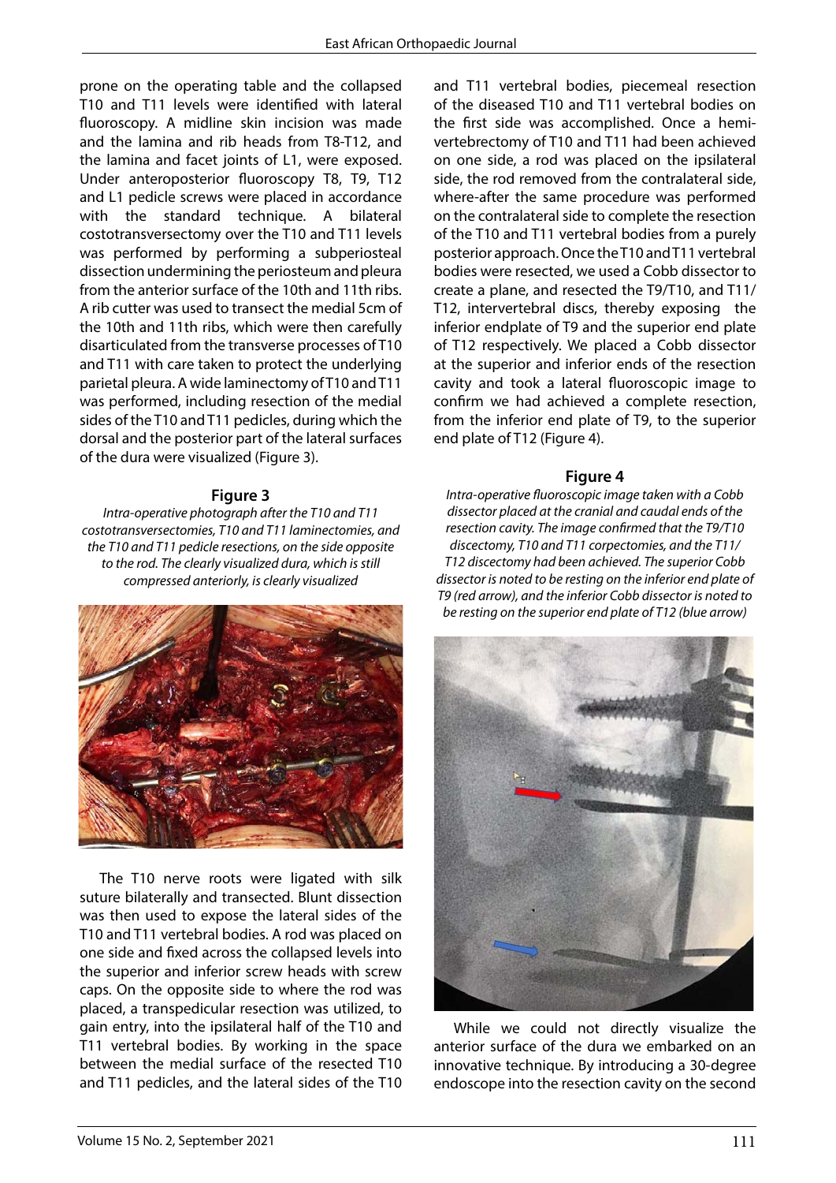prone on the operating table and the collapsed T10 and T11 levels were identified with lateral fluoroscopy. A midline skin incision was made and the lamina and rib heads from T8-T12, and the lamina and facet joints of L1, were exposed. Under anteroposterior fluoroscopy T8, T9, T12 and L1 pedicle screws were placed in accordance with the standard technique. A bilateral costotransversectomy over the T10 and T11 levels was performed by performing a subperiosteal dissection undermining the periosteum and pleura from the anterior surface of the 10th and 11th ribs. A rib cutter was used to transect the medial 5cm of the 10th and 11th ribs, which were then carefully disarticulated from the transverse processes of T10 and T11 with care taken to protect the underlying parietal pleura. A wide laminectomy of T10 and T11 was performed, including resection of the medial sides of the T10 and T11 pedicles, during which the dorsal and the posterior part of the lateral surfaces of the dura were visualized (Figure 3).

**Figure 3**

*Intra-operative photograph after the T10 and T11 costotransversectomies, T10 and T11 laminectomies, and the T10 and T11 pedicle resections, on the side opposite to the rod. The clearly visualized dura, which is still compressed anteriorly, is clearly visualized*

The T10 nerve roots were ligated with silk suture bilaterally and transected. Blunt dissection was then used to expose the lateral sides of the T10 and T11 vertebral bodies. A rod was placed on one side and fixed across the collapsed levels into the superior and inferior screw heads with screw caps. On the opposite side to where the rod was placed, a transpedicular resection was utilized, to gain entry, into the ipsilateral half of the T10 and T11 vertebral bodies. By working in the space between the medial surface of the resected T10 and T11 pedicles, and the lateral sides of the T10 and T11 vertebral bodies, piecemeal resection of the diseased T10 and T11 vertebral bodies on the first side was accomplished. Once a hemi-vertebrectomy of T10 and T11 had been achieved on one side, a rod was placed on the ipsilateral side, the rod removed from the contralateral side, where-after the same procedure was performed on the contralateral side to complete the resection of the T10 and T11 vertebral bodies from a purely posterior approach. Once the T10 and T11 vertebral bodies were resected, we used a Cobb dissector to create a plane, and resected the T9/T10, and T11/T12, intervertebral discs, thereby exposing the inferior endplate of T9 and the superior end plate of T12 respectively. We placed a Cobb dissector at the superior and inferior ends of the resection cavity and took a lateral fluoroscopic image to confirm we had achieved a complete resection, from the inferior end plate of T9, to the superior end plate of T12 (Figure 4).

**Figure 4**

*Intra-operative fluoroscopic image taken with a Cobb dissector placed at the cranial and caudal ends of the resection cavity. The image confirmed that the T9/T10 discectomy, T10 and T11 corpectomies, and the T11/T12 discectomy had been achieved. The superior Cobb dissector is noted to be resting on the inferior end plate of T9 (red arrow), and the inferior Cobb dissector is noted to be resting on the superior end plate of T12 (blue arrow)*

While we could not directly visualize the anterior surface of the dura we embarked on an innovative technique. By introducing a 30-degree endoscope into the resection cavity on the second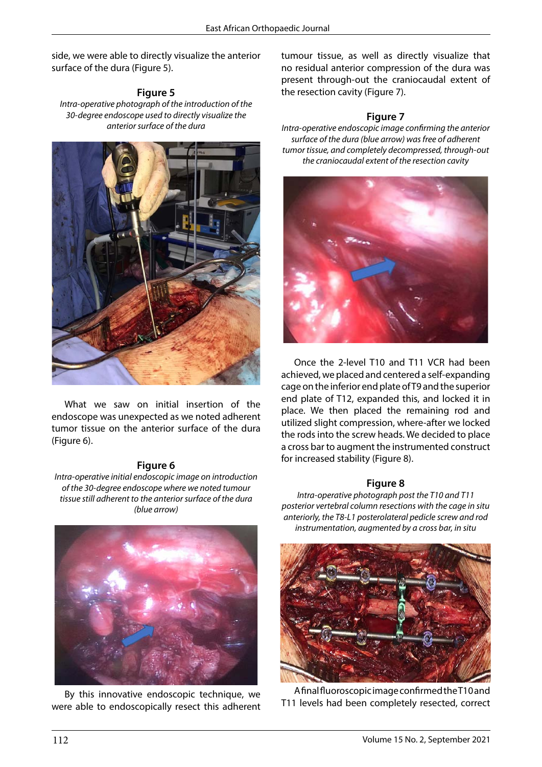side, we were able to directly visualize the anterior surface of the dura (Figure 5).

**Figure 5**

*Intra-operative photograph of the introduction of the 30-degree endoscope used to directly visualize the anterior surface of the dura*

What we saw on initial insertion of the endoscope was unexpected as we noted adherent tumor tissue on the anterior surface of the dura (Figure 6).

**Figure 6**

*Intra-operative initial endoscopic image on introduction of the 30-degree endoscope where we noted tumour tissue still adherent to the anterior surface of the dura (blue arrow)*

By this innovative endoscopic technique, we were able to endoscopically resect this adherent tumour tissue, as well as directly visualize that no residual anterior compression of the dura was present through-out the craniocaudal extent of the resection cavity (Figure 7).

**Figure 7**

*Intra-operative endoscopic image confirming the anterior surface of the dura (blue arrow) was free of adherent tumor tissue, and completely decompressed, through-out the craniocaudal extent of the resection cavity*

Once the 2-level T10 and T11 VCR had been achieved, we placed and centered a self-expanding cage on the inferior end plate of T9 and the superior end plate of T12, expanded this, and locked it in place. We then placed the remaining rod and utilized slight compression, where-after we locked the rods into the screw heads. We decided to place a cross bar to augment the instrumented construct for increased stability (Figure 8).

**Figure 8**

*Intra-operative photograph post the T10 and T11 posterior vertebral column resections with the cage in situ anteriorly, the T8-L1 posterolateral pedicle screw and rod instrumentation, augmented by a cross bar, in situ*

A final fluoroscopic image confirmed the T10 and T11 levels had been completely resected, correct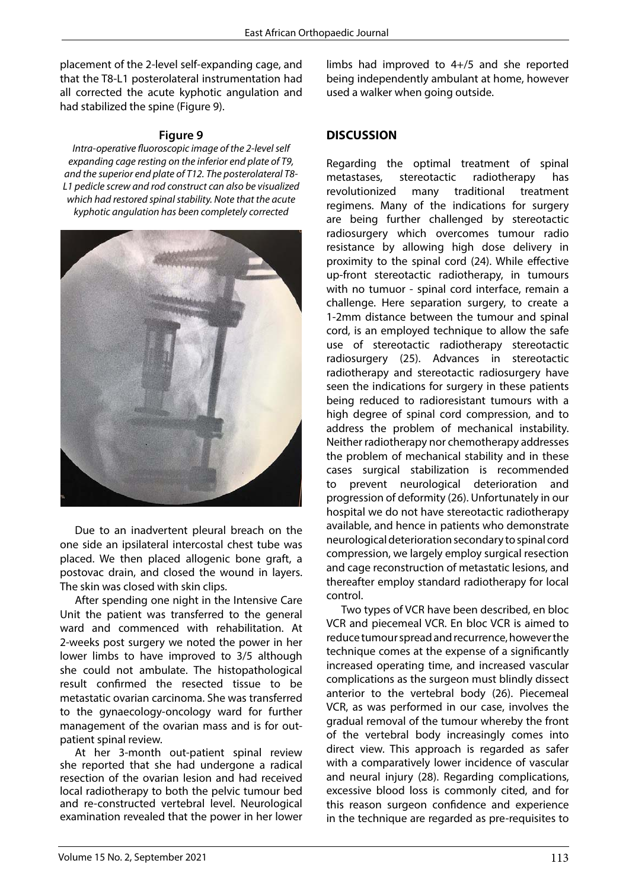placement of the 2-level self-expanding cage, and that the T8-L1 posterolateral instrumentation had all corrected the acute kyphotic angulation and had stabilized the spine (Figure 9).

**Figure 9**

*Intra-operative fluoroscopic image of the 2-level self expanding cage resting on the inferior end plate of T9, and the superior end plate of T12. The posterolateral T8-L1 pedicle screw and rod construct can also be visualized which had restored spinal stability. Note that the acute kyphotic angulation has been completely corrected*

Due to an inadvertent pleural breach on the one side an ipsilateral intercostal chest tube was placed. We then placed allogenic bone graft, a postovac drain, and closed the wound in layers. The skin was closed with skin clips.

After spending one night in the Intensive Care Unit the patient was transferred to the general ward and commenced with rehabilitation. At 2-weeks post surgery we noted the power in her lower limbs to have improved to 3/5 although she could not ambulate. The histopathological result confirmed the resected tissue to be metastatic ovarian carcinoma. She was transferred to the gynaecology-oncology ward for further management of the ovarian mass and is for out-patient spinal review.

At her 3-month out-patient spinal review she reported that she had undergone a radical resection of the ovarian lesion and had received local radiotherapy to both the pelvic tumour bed and re-constructed vertebral level. Neurological examination revealed that the power in her lower limbs had improved to 4+/5 and she reported being independently ambulant at home, however used a walker when going outside.

## DISCUSSION

Regarding the optimal treatment of spinal metastases, stereotactic radiotherapy has revolutionized many traditional treatment regimens. Many of the indications for surgery are being further challenged by stereotactic radiosurgery which overcomes tumour radio resistance by allowing high dose delivery in proximity to the spinal cord (24). While effective up-front stereotactic radiotherapy, in tumours with no tumuor - spinal cord interface, remain a challenge. Here separation surgery, to create a 1-2mm distance between the tumour and spinal cord, is an employed technique to allow the safe use of stereotactic radiotherapy stereotactic radiosurgery (25). Advances in stereotactic radiotherapy and stereotactic radiosurgery have seen the indications for surgery in these patients being reduced to radioresistant tumours with a high degree of spinal cord compression, and to address the problem of mechanical instability. Neither radiotherapy nor chemotherapy addresses the problem of mechanical stability and in these cases surgical stabilization is recommended to prevent neurological deterioration and progression of deformity (26). Unfortunately in our hospital we do not have stereotactic radiotherapy available, and hence in patients who demonstrate neurological deterioration secondary to spinal cord compression, we largely employ surgical resection and cage reconstruction of metastatic lesions, and thereafter employ standard radiotherapy for local control.

Two types of VCR have been described, en bloc VCR and piecemeal VCR. En bloc VCR is aimed to reduce tumour spread and recurrence, however the technique comes at the expense of a significantly increased operating time, and increased vascular complications as the surgeon must blindly dissect anterior to the vertebral body (26). Piecemeal VCR, as was performed in our case, involves the gradual removal of the tumour whereby the front of the vertebral body increasingly comes into direct view. This approach is regarded as safer with a comparatively lower incidence of vascular and neural injury (28). Regarding complications, excessive blood loss is commonly cited, and for this reason surgeon confidence and experience in the technique are regarded as pre-requisites to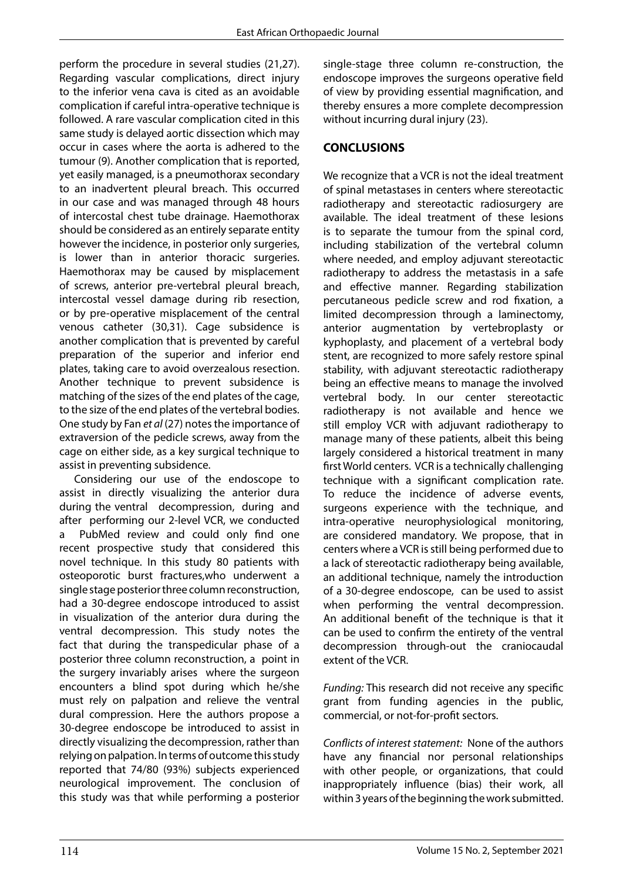perform the procedure in several studies (21,27). Regarding vascular complications, direct injury to the inferior vena cava is cited as an avoidable complication if careful intra-operative technique is followed. A rare vascular complication cited in this same study is delayed aortic dissection which may occur in cases where the aorta is adhered to the tumour (9). Another complication that is reported, yet easily managed, is a pneumothorax secondary to an inadvertent pleural breach. This occurred in our case and was managed through 48 hours of intercostal chest tube drainage. Haemothorax should be considered as an entirely separate entity however the incidence, in posterior only surgeries, is lower than in anterior thoracic surgeries. Haemothorax may be caused by misplacement of screws, anterior pre-vertebral pleural breach, intercostal vessel damage during rib resection, or by pre-operative misplacement of the central venous catheter (30,31). Cage subsidence is another complication that is prevented by careful preparation of the superior and inferior end plates, taking care to avoid overzealous resection. Another technique to prevent subsidence is matching of the sizes of the end plates of the cage, to the size of the end plates of the vertebral bodies. One study by Fan *et al* (27) notes the importance of extraversion of the pedicle screws, away from the cage on either side, as a key surgical technique to assist in preventing subsidence.

Considering our use of the endoscope to assist in directly visualizing the anterior dura during the ventral decompression, during and after performing our 2-level VCR, we conducted a PubMed review and could only find one recent prospective study that considered this novel technique. In this study 80 patients with osteoporotic burst fractures,who underwent a single stage posterior three column reconstruction, had a 30-degree endoscope introduced to assist in visualization of the anterior dura during the ventral decompression. This study notes the fact that during the transpedicular phase of a posterior three column reconstruction, a point in the surgery invariably arises where the surgeon encounters a blind spot during which he/she must rely on palpation and relieve the ventral dural compression. Here the authors propose a 30-degree endoscope be introduced to assist in directly visualizing the decompression, rather than relying on palpation. In terms of outcome this study reported that 74/80 (93%) subjects experienced neurological improvement. The conclusion of this study was that while performing a posterior single-stage three column re-construction, the endoscope improves the surgeons operative field of view by providing essential magnification, and thereby ensures a more complete decompression without incurring dural injury (23).

## CONCLUSIONS

We recognize that a VCR is not the ideal treatment of spinal metastases in centers where stereotactic radiotherapy and stereotactic radiosurgery are available. The ideal treatment of these lesions is to separate the tumour from the spinal cord, including stabilization of the vertebral column where needed, and employ adjuvant stereotactic radiotherapy to address the metastasis in a safe and effective manner. Regarding stabilization percutaneous pedicle screw and rod fixation, a limited decompression through a laminectomy, anterior augmentation by vertebroplasty or kyphoplasty, and placement of a vertebral body stent, are recognized to more safely restore spinal stability, with adjuvant stereotactic radiotherapy being an effective means to manage the involved vertebral body. In our center stereotactic radiotherapy is not available and hence we still employ VCR with adjuvant radiotherapy to manage many of these patients, albeit this being largely considered a historical treatment in many first World centers. VCR is a technically challenging technique with a significant complication rate. To reduce the incidence of adverse events, surgeons experience with the technique, and intra-operative neurophysiological monitoring, are considered mandatory. We propose, that in centers where a VCR is still being performed due to a lack of stereotactic radiotherapy being available, an additional technique, namely the introduction of a 30-degree endoscope, can be used to assist when performing the ventral decompression. An additional benefit of the technique is that it can be used to confirm the entirety of the ventral decompression through-out the craniocaudal extent of the VCR.

*Funding:* This research did not receive any specific grant from funding agencies in the public, commercial, or not-for-profit sectors.

*Conflicts of interest statement:* None of the authors have any financial nor personal relationships with other people, or organizations, that could inappropriately influence (bias) their work, all within 3 years of the beginning the work submitted.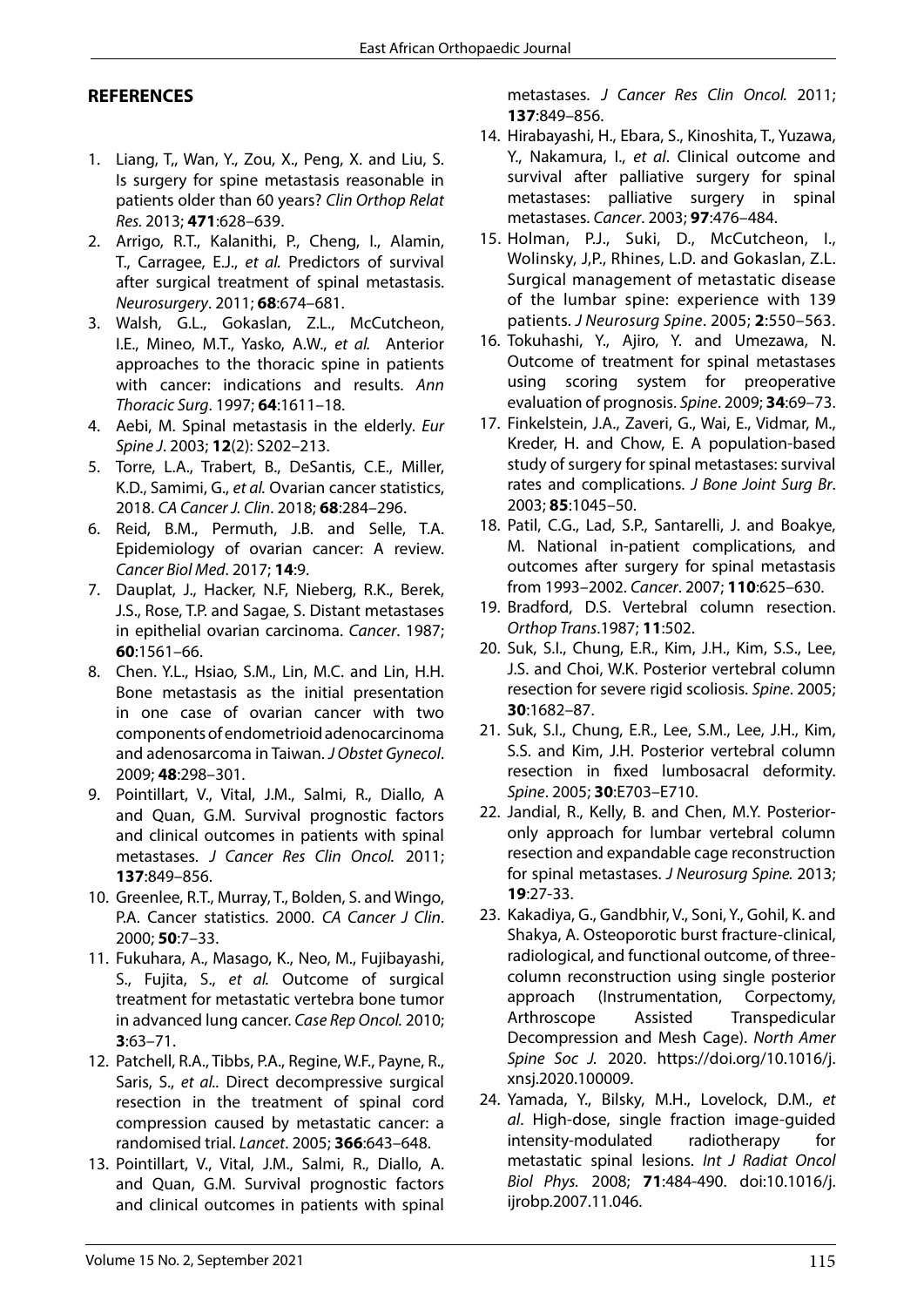## REFERENCES

1. Liang, T,, Wan, Y., Zou, X., Peng, X. and Liu, S. Is surgery for spine metastasis reasonable in patients older than 60 years? *Clin Orthop Relat Res.* 2013; **471**:628–639.
2. Arrigo, R.T., Kalanithi, P., Cheng, I., Alamin, T., Carragee, E.J., *et al.* Predictors of survival after surgical treatment of spinal metastasis. *Neurosurgery*. 2011; **68**:674–681.
3. Walsh, G.L., Gokaslan, Z.L., McCutcheon, I.E., Mineo, M.T., Yasko, A.W., *et al.* Anterior approaches to the thoracic spine in patients with cancer: indications and results. *Ann Thoracic Surg*. 1997; **64**:1611–18.
4. Aebi, M. Spinal metastasis in the elderly. *Eur Spine J*. 2003; **12**(2): S202–213.
5. Torre, L.A., Trabert, B., DeSantis, C.E., Miller, K.D., Samimi, G., *et al.* Ovarian cancer statistics, 2018. *CA Cancer J. Clin*. 2018; **68**:284–296.
6. Reid, B.M., Permuth, J.B. and Selle, T.A. Epidemiology of ovarian cancer: A review. *Cancer Biol Med*. 2017; **14**:9.
7. Dauplat, J., Hacker, N.F, Nieberg, R.K., Berek, J.S., Rose, T.P. and Sagae, S. Distant metastases in epithelial ovarian carcinoma. *Cancer*. 1987; **60**:1561–66.
8. Chen. Y.L., Hsiao, S.M., Lin, M.C. and Lin, H.H. Bone metastasis as the initial presentation in one case of ovarian cancer with two components of endometrioid adenocarcinoma and adenosarcoma in Taiwan. *J Obstet Gynecol*. 2009; **48**:298–301.
9. Pointillart, V., Vital, J.M., Salmi, R., Diallo, A and Quan, G.M. Survival prognostic factors and clinical outcomes in patients with spinal metastases. *J Cancer Res Clin Oncol.* 2011; **137**:849–856.
10. Greenlee, R.T., Murray, T., Bolden, S. and Wingo, P.A. Cancer statistics. 2000. *CA Cancer J Clin*. 2000; **50**:7–33.
11. Fukuhara, A., Masago, K., Neo, M., Fujibayashi, S., Fujita, S., *et al.* Outcome of surgical treatment for metastatic vertebra bone tumor in advanced lung cancer. *Case Rep Oncol.* 2010; **3**:63–71.
12. Patchell, R.A., Tibbs, P.A., Regine, W.F., Payne, R., Saris, S., *et al.*. Direct decompressive surgical resection in the treatment of spinal cord compression caused by metastatic cancer: a randomised trial. *Lancet*. 2005; **366**:643–648.
13. Pointillart, V., Vital, J.M., Salmi, R., Diallo, A. and Quan, G.M. Survival prognostic factors and clinical outcomes in patients with spinal metastases. *J Cancer Res Clin Oncol.* 2011; **137**:849–856.
14. Hirabayashi, H., Ebara, S., Kinoshita, T., Yuzawa, Y., Nakamura, I., *et al*. Clinical outcome and survival after palliative surgery for spinal metastases: palliative surgery in spinal metastases. *Cancer*. 2003; **97**:476–484.
15. Holman, P.J., Suki, D., McCutcheon, I., Wolinsky, J,P., Rhines, L.D. and Gokaslan, Z.L. Surgical management of metastatic disease of the lumbar spine: experience with 139 patients. *J Neurosurg Spine*. 2005; **2**:550–563.
16. Tokuhashi, Y., Ajiro, Y. and Umezawa, N. Outcome of treatment for spinal metastases using scoring system for preoperative evaluation of prognosis. *Spine*. 2009; **34**:69–73.
17. Finkelstein, J.A., Zaveri, G., Wai, E., Vidmar, M., Kreder, H. and Chow, E. A population-based study of surgery for spinal metastases: survival rates and complications. *J Bone Joint Surg Br*. 2003; **85**:1045–50.
18. Patil, C.G., Lad, S.P., Santarelli, J. and Boakye, M. National in-patient complications, and outcomes after surgery for spinal metastasis from 1993–2002. *Cancer*. 2007; **110**:625–630.
19. Bradford, D.S. Vertebral column resection. *Orthop Trans*.1987; **11**:502.
20. Suk, S.I., Chung, E.R., Kim, J.H., Kim, S.S., Lee, J.S. and Choi, W.K. Posterior vertebral column resection for severe rigid scoliosis. *Spine*. 2005; **30**:1682–87.
21. Suk, S.I., Chung, E.R., Lee, S.M., Lee, J.H., Kim, S.S. and Kim, J.H. Posterior vertebral column resection in fixed lumbosacral deformity. *Spine*. 2005; **30**:E703–E710.
22. Jandial, R., Kelly, B. and Chen, M.Y. Posterior-only approach for lumbar vertebral column resection and expandable cage reconstruction for spinal metastases. *J Neurosurg Spine.* 2013; **19**:27-33.
23. Kakadiya, G., Gandbhir, V., Soni, Y., Gohil, K. and Shakya, A. Osteoporotic burst fracture-clinical, radiological, and functional outcome, of three-column reconstruction using single posterior approach (Instrumentation, Corpectomy, Arthroscope Assisted Transpedicular Decompression and Mesh Cage). *North Amer Spine Soc J.* 2020. https://doi.org/10.1016/j.xnsj.2020.100009.
24. Yamada, Y., Bilsky, M.H., Lovelock, D.M., *et al*. High-dose, single fraction image-guided intensity-modulated radiotherapy for metastatic spinal lesions. *Int J Radiat Oncol Biol Phys.* 2008; **71**:484-490. doi:10.1016/j.ijrobp.2007.11.046.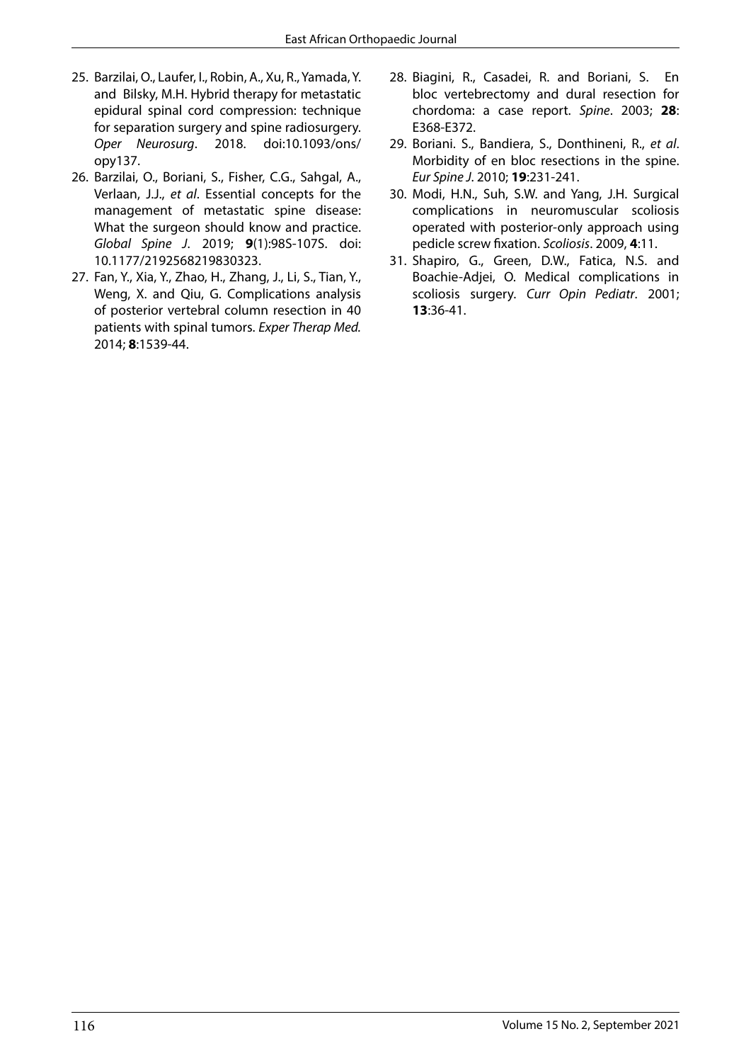25. Barzilai, O., Laufer, I., Robin, A., Xu, R., Yamada, Y. and Bilsky, M.H. Hybrid therapy for metastatic epidural spinal cord compression: technique for separation surgery and spine radiosurgery. *Oper Neurosurg*. 2018. doi:10.1093/ons/opy137.
26. Barzilai, O., Boriani, S., Fisher, C.G., Sahgal, A., Verlaan, J.J., *et al*. Essential concepts for the management of metastatic spine disease: What the surgeon should know and practice. *Global Spine J*. 2019; **9**(1):98S-107S. doi: 10.1177/2192568219830323.
27. Fan, Y., Xia, Y., Zhao, H., Zhang, J., Li, S., Tian, Y., Weng, X. and Qiu, G. Complications analysis of posterior vertebral column resection in 40 patients with spinal tumors. *Exper Therap Med.* 2014; **8**:1539-44.
28. Biagini, R., Casadei, R. and Boriani, S. En bloc vertebrectomy and dural resection for chordoma: a case report. *Spine*. 2003; **28**: E368-E372.
29. Boriani. S., Bandiera, S., Donthineni, R., *et al*. Morbidity of en bloc resections in the spine. *Eur Spine J*. 2010; **19**:231-241.
30. Modi, H.N., Suh, S.W. and Yang, J.H. Surgical complications in neuromuscular scoliosis operated with posterior-only approach using pedicle screw fixation. *Scoliosis*. 2009, **4**:11.
31. Shapiro, G., Green, D.W., Fatica, N.S. and Boachie-Adjei, O. Medical complications in scoliosis surgery. *Curr Opin Pediatr*. 2001; **13**:36-41.